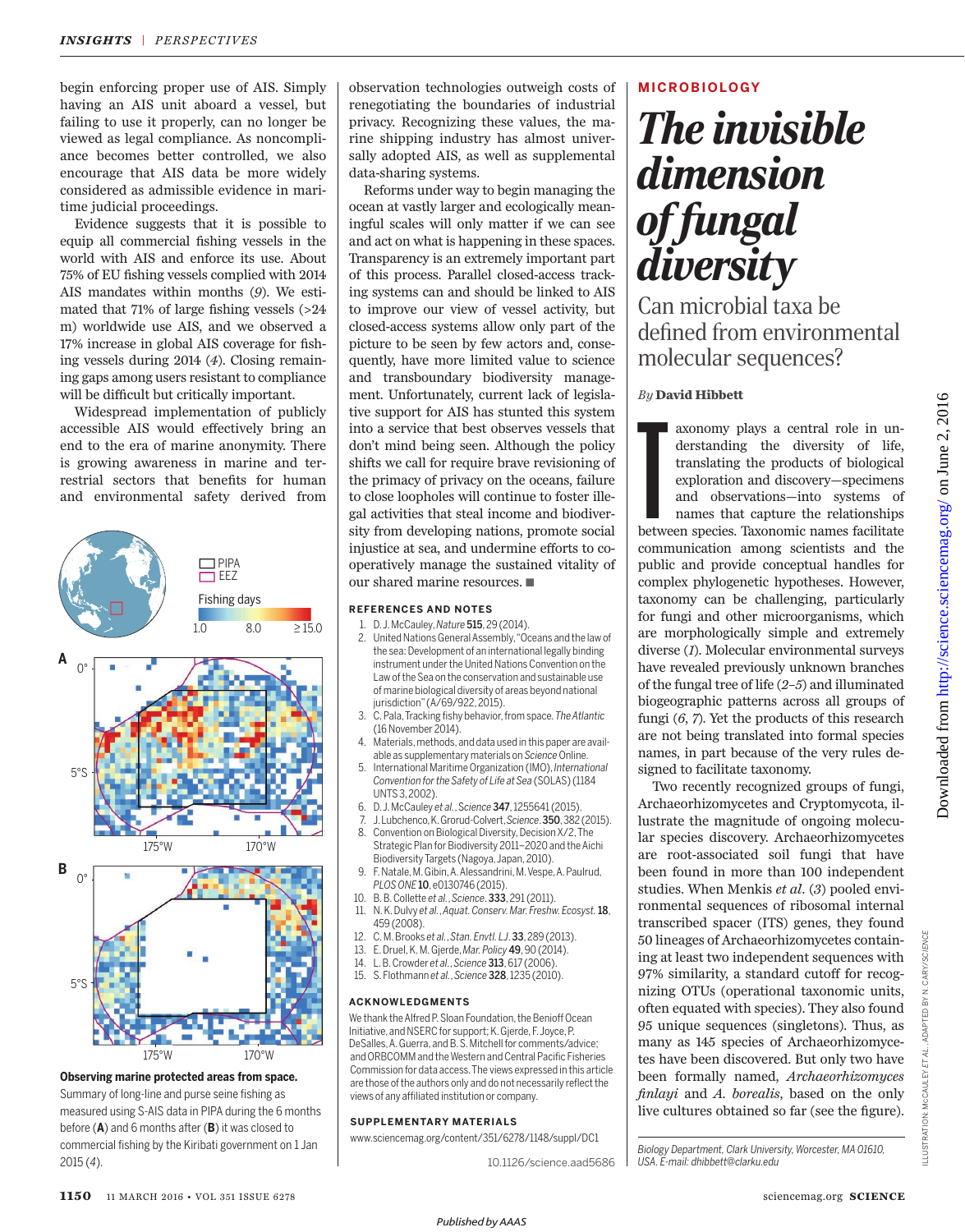begin enforcing proper use of AIS. Simply having an AIS unit aboard a vessel, but failing to use it properly, can no longer be viewed as legal compliance. As noncompliance becomes better controlled, we also encourage that AIS data be more widely considered as admissible evidence in maritime judicial proceedings.

Evidence suggests that it is possible to equip all commercial fishing vessels in the world with AIS and enforce its use. About 75% of EU fishing vessels complied with 2014 AIS mandates within months (*9*). We estimated that 71% of large fishing vessels (>24 m) worldwide use AIS, and we observed a 17% increase in global AIS coverage for fishing vessels during 2014 (*4*). Closing remaining gaps among users resistant to compliance will be difficult but critically important.

Widespread implementation of publicly accessible AIS would effectively bring an end to the era of marine anonymity. There is growing awareness in marine and terrestrial sectors that benefits for human and environmental safety derived from observation technologies outweigh costs of renegotiating the boundaries of industrial privacy. Recognizing these values, the marine shipping industry has almost universally adopted AIS, as well as supplemental data-sharing systems.

Reforms under way to begin managing the ocean at vastly larger and ecologically meaningful scales will only matter if we can see and act on what is happening in these spaces. Transparency is an extremely important part of this process. Parallel closed-access tracking systems can and should be linked to AIS to improve our view of vessel activity, but closed-access systems allow only part of the picture to be seen by few actors and, consequently, have more limited value to science and transboundary biodiversity management. Unfortunately, current lack of legislative support for AIS has stunted this system into a service that best observes vessels that don't mind being seen. Although the policy shifts we call for require brave revisioning of the primacy of privacy on the oceans, failure to close loopholes will continue to foster illegal activities that steal income and biodiversity from developing nations, promote social injustice at sea, and undermine efforts to cooperatively manage the sustained vitality of our shared marine resources. ■

**Observing marine protected areas from space.** Summary of long-line and purse seine fishing as measured using S-AIS data in PIPA during the 6 months before (**A**) and 6 months after (**B**) it was closed to commercial fishing by the Kiribati government on 1 Jan 2015 (*4*).

### REFERENCES AND NOTES

1. D. J. McCauley, *Nature* **515**, 29 (2014).
2. United Nations General Assembly, "Oceans and the law of the sea: Development of an international legally binding instrument under the United Nations Convention on the Law of the Sea on the conservation and sustainable use of marine biological diversity of areas beyond national jurisdiction" (A/69/922, 2015).
3. C. Pala, Tracking fishy behavior, from space. *The Atlantic* (16 November 2014).
4. Materials, methods, and data used in this paper are available as supplementary materials on *Science* Online.
5. International Maritime Organization (IMO), *International Convention for the Safety of Life at Sea* (SOLAS) (1184 UNTS 3, 2002).
6. D. J. McCauley *et al.*, *Science* **347**, 1255641 (2015).
7. J. Lubchenco, K. Grorud-Colvert, *Science*. **350**, 382 (2015).
8. Convention on Biological Diversity, Decision X/2, The Strategic Plan for Biodiversity 2011–2020 and the Aichi Biodiversity Targets (Nagoya, Japan, 2010).
9. F. Natale, M. Gibin, A. Alessandrini, M. Vespe, A. Paulrud, *PLOS ONE* **10**, e0130746 (2015).
10. B. B. Collette *et al.*, *Science*. **333**, 291 (2011).
11. N. K. Dulvy *et al.*, *Aquat. Conserv. Mar. Freshw. Ecosyst.* **18**, 459 (2008).
12. C. M. Brooks *et al.*, *Stan. Envtl. LJ.* **33**, 289 (2013).
13. E. Druel, K. M. Gjerde, *Mar. Policy* **49**, 90 (2014).
14. L. B. Crowder *et al.*, *Science* **313**, 617 (2006).
15. S. Flothmann *et al.*, *Science* **328**, 1235 (2010).

### ACKNOWLEDGMENTS

We thank the Alfred P. Sloan Foundation, the Benioff Ocean Initiative, and NSERC for support; K. Gjerde, F. Joyce, P. DeSalles, A. Guerra, and B. S. Mitchell for comments/advice; and ORBCOMM and the Western and Central Pacific Fisheries Commission for data access. The views expressed in this article are those of the authors only and do not necessarily reflect the views of any affiliated institution or company.

### SUPPLEMENTARY MATERIALS

www.sciencemag.org/content/351/6278/1148/suppl/DC1

10.1126/science.aad5686

---

MICROBIOLOGY

# The invisible dimension of fungal diversity

## Can microbial taxa be defined from environmental molecular sequences?

*By* **David Hibbett**

Taxonomy plays a central role in understanding the diversity of life, translating the products of biological exploration and discovery—specimens and observations—into systems of names that capture the relationships between species. Taxonomic names facilitate communication among scientists and the public and provide conceptual handles for complex phylogenetic hypotheses. However, taxonomy can be challenging, particularly for fungi and other microorganisms, which are morphologically simple and extremely diverse (*1*). Molecular environmental surveys have revealed previously unknown branches of the fungal tree of life (*2*–*5*) and illuminated biogeographic patterns across all groups of fungi (*6*, *7*). Yet the products of this research are not being translated into formal species names, in part because of the very rules designed to facilitate taxonomy.

Two recently recognized groups of fungi, Archaeorhizomycetes and Cryptomycota, illustrate the magnitude of ongoing molecular species discovery. Archaeorhizomycetes are root-associated soil fungi that have been found in more than 100 independent studies. When Menkis *et al.* (*3*) pooled environmental sequences of ribosomal internal transcribed spacer (ITS) genes, they found 50 lineages of Archaeorhizomycetes containing at least two independent sequences with 97% similarity, a standard cutoff for recognizing OTUs (operational taxonomic units, often equated with species). They also found 95 unique sequences (singletons). Thus, as many as 145 species of Archaeorhizomycetes have been discovered. But only two have been formally named, *Archaeorhizomyces finlayi* and *A. borealis*, based on the only live cultures obtained so far (see the figure).

*Biology Department, Clark University, Worcester, MA 01610, USA. E-mail: dhibbett@clarku.edu*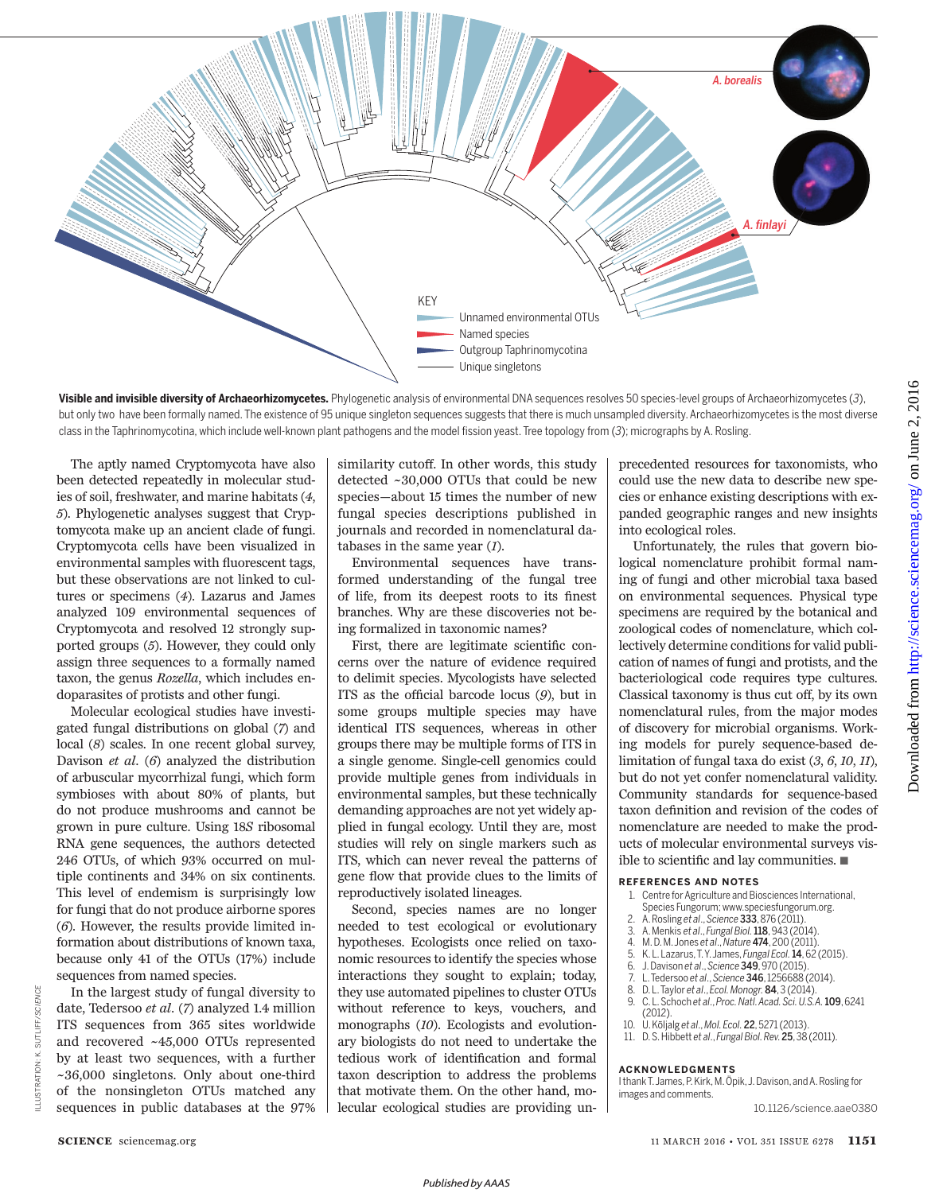**Visible and invisible diversity of Archaeorhizomycetes.** Phylogenetic analysis of environmental DNA sequences resolves 50 species-level groups of Archaeorhizomycetes (*3*), but only two have been formally named. The existence of 95 unique singleton sequences suggests that there is much unsampled diversity. Archaeorhizomycetes is the most diverse class in the Taphrinomycotina, which include well-known plant pathogens and the model fission yeast. Tree topology from (*3*); micrographs by A. Rosling.

The aptly named Cryptomycota have also been detected repeatedly in molecular studies of soil, freshwater, and marine habitats (*4*, *5*). Phylogenetic analyses suggest that Cryptomycota make up an ancient clade of fungi. Cryptomycota cells have been visualized in environmental samples with fluorescent tags, but these observations are not linked to cultures or specimens (*4*). Lazarus and James analyzed 109 environmental sequences of Cryptomycota and resolved 12 strongly supported groups (*5*). However, they could only assign three sequences to a formally named taxon, the genus *Rozella*, which includes endoparasites of protists and other fungi.

Molecular ecological studies have investigated fungal distributions on global (*7*) and local (*8*) scales. In one recent global survey, Davison *et al.* (*6*) analyzed the distribution of arbuscular mycorrhizal fungi, which form symbioses with about 80% of plants, but do not produce mushrooms and cannot be grown in pure culture. Using 18*S* ribosomal RNA gene sequences, the authors detected 246 OTUs, of which 93% occurred on multiple continents and 34% on six continents. This level of endemism is surprisingly low for fungi that do not produce airborne spores (*6*). However, the results provide limited information about distributions of known taxa, because only 41 of the OTUs (17%) include sequences from named species.

In the largest study of fungal diversity to date, Tedersoo *et al.* (*7*) analyzed 1.4 million ITS sequences from 365 sites worldwide and recovered ~45,000 OTUs represented by at least two sequences, with a further ~36,000 singletons. Only about one-third of the nonsingleton OTUs matched any sequences in public databases at the 97% similarity cutoff. In other words, this study detected ~30,000 OTUs that could be new species—about 15 times the number of new fungal species descriptions published in journals and recorded in nomenclatural databases in the same year (*1*).

Environmental sequences have transformed understanding of the fungal tree of life, from its deepest roots to its finest branches. Why are these discoveries not being formalized in taxonomic names?

First, there are legitimate scientific concerns over the nature of evidence required to delimit species. Mycologists have selected ITS as the official barcode locus (*9*), but in some groups multiple species may have identical ITS sequences, whereas in other groups there may be multiple forms of ITS in a single genome. Single-cell genomics could provide multiple genes from individuals in environmental samples, but these technically demanding approaches are not yet widely applied in fungal ecology. Until they are, most studies will rely on single markers such as ITS, which can never reveal the patterns of gene flow that provide clues to the limits of reproductively isolated lineages.

Second, species names are no longer needed to test ecological or evolutionary hypotheses. Ecologists once relied on taxonomic resources to identify the species whose interactions they sought to explain; today, they use automated pipelines to cluster OTUs without reference to keys, vouchers, and monographs (*10*). Ecologists and evolutionary biologists do not need to undertake the tedious work of identification and formal taxon description to address the problems that motivate them. On the other hand, molecular ecological studies are providing unprecedented resources for taxonomists, who could use the new data to describe new species or enhance existing descriptions with expanded geographic ranges and new insights into ecological roles.

Unfortunately, the rules that govern biological nomenclature prohibit formal naming of fungi and other microbial taxa based on environmental sequences. Physical type specimens are required by the botanical and zoological codes of nomenclature, which collectively determine conditions for valid publication of names of fungi and protists, and the bacteriological code requires type cultures. Classical taxonomy is thus cut off, by its own nomenclatural rules, from the major modes of discovery for microbial organisms. Working models for purely sequence-based delimitation of fungal taxa do exist (*3*, *6*, *10*, *11*), but do not yet confer nomenclatural validity. Community standards for sequence-based taxon definition and revision of the codes of nomenclature are needed to make the products of molecular environmental surveys visible to scientific and lay communities. ■

### REFERENCES AND NOTES

1. Centre for Agriculture and Biosciences International, Species Fungorum; www.speciesfungorum.org.
2. A. Rosling *et al.*, *Science* **333**, 876 (2011).
3. A. Menkis *et al.*, *Fungal Biol.* **118**, 943 (2014).
4. M. D. M. Jones *et al.*, *Nature* **474**, 200 (2011).
5. K. L. Lazarus, T. Y. James, *Fungal Ecol.* **14**, 62 (2015).
6. J. Davison *et al.*, *Science* **349**, 970 (2015).
7. L. Tedersoo *et al.*, *Science* **346**, 1256688 (2014).
8. D. L. Taylor *et al.*, *Ecol. Monogr.* **84**, 3 (2014).
9. C. L. Schoch *et al.*, *Proc. Natl. Acad. Sci. U.S.A.* **109**, 6241 (2012).
10. U. Kõljalg *et al.*, *Mol. Ecol.* **22**, 5271 (2013).
11. D. S. Hibbett *et al.*, *Fungal Biol. Rev.* **25**, 38 (2011).

### ACKNOWLEDGMENTS

I thank T. James, P. Kirk, M. Öpik, J. Davison, and A. Rosling for images and comments.

10.1126/science.aae0380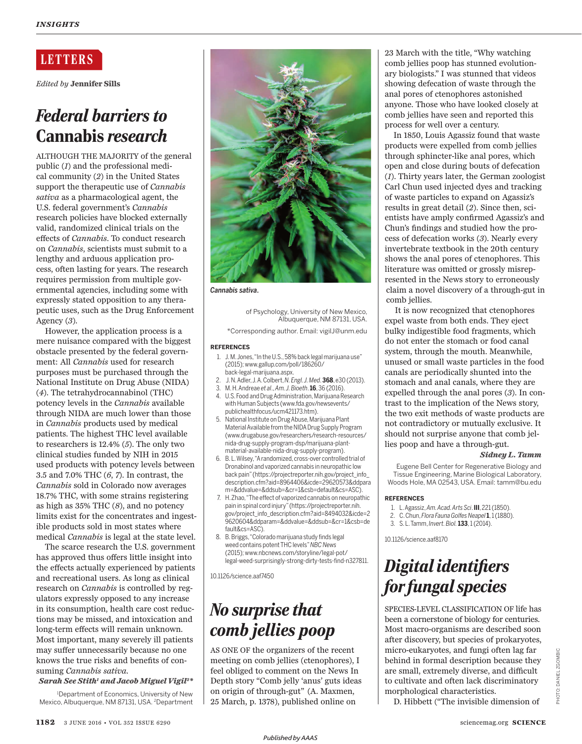# LETTERS

*Edited by* **Jennifer Sills**

## *Federal barriers to* Cannabis *research*

ALTHOUGH THE MAJORITY of the general public (*1*) and the professional medical community (*2*) in the United States support the therapeutic use of *Cannabis sativa* as a pharmacological agent, the U.S. federal government's *Cannabis* research policies have blocked externally valid, randomized clinical trials on the effects of *Cannabis*. To conduct research on *Cannabis*, scientists must submit to a lengthy and arduous application process, often lasting for years. The research requires permission from multiple governmental agencies, including some with expressly stated opposition to any therapeutic uses, such as the Drug Enforcement Agency (*3*).

However, the application process is a mere nuisance compared with the biggest obstacle presented by the federal government: All *Cannabis* used for research purposes must be purchased through the National Institute on Drug Abuse (NIDA) (*4*). The tetrahydrocannabinol (THC) potency levels in the *Cannabis* available through NIDA are much lower than those in *Cannabis* products used by medical patients. The highest THC level available to researchers is 12.4% (*5*). The only two clinical studies funded by NIH in 2015 used products with potency levels between 3.5 and 7.0% THC (*6*, *7*). In contrast, the *Cannabis* sold in Colorado now averages 18.7% THC, with some strains registering as high as 35% THC (*8*), and no potency limits exist for the concentrates and ingestible products sold in most states where medical *Cannabis* is legal at the state level.

The scarce research the U.S. government has approved thus offers little insight into the effects actually experienced by patients and recreational users. As long as clinical research on *Cannabis* is controlled by regulators expressly opposed to any increase in its consumption, health care cost reductions may be missed, and intoxication and long-term effects will remain unknown. Most important, many severely ill patients may suffer unnecessarily because no one knows the true risks and benefits of consuming *Cannabis sativa*.

***Sarah See Stith[1] and Jacob Miguel Vigil[2]\****

[1]Department of Economics, University of New Mexico, Albuquerque, NM 87131, USA. [2]Department of Psychology, University of New Mexico, Albuquerque, NM 87131, USA.

\*Corresponding author. Email: vigilJ@unm.edu

*Cannabis sativa.*

**REFERENCES**

1. J. M. Jones, "In the U.S., 58% back legal marijuana use" (2015); www.gallup.com/poll/186260/back-legal-marijuana.aspx.
2. J. N. Adler, J. A. Colbert, *N. Engl. J. Med.* **368**, e30 (2013).
3. M. H. Andreae *et al.*, *Am. J. Bioeth.* **16**, 36 (2016).
4. U.S. Food and Drug Administration, Marijuana Research with Human Subjects (www.fda.gov/newsevents/publichealthfocus/ucm421173.htm).
5. National Institute on Drug Abuse, Marijuana Plant Material Available from the NIDA Drug Supply Program (www.drugabuse.gov/researchers/research-resources/nida-drug-supply-program-dsp/marijuana-plant-material-available-nida-drug-supply-program).
6. B. L. Wilsey, "A randomized, cross-over controlled trial of Dronabinol and vaporized cannabis in neuropathic low back pain" (https://projectreporter.nih.gov/project_info_description.cfm?aid=8964406&icde=29620573&ddparam=&ddvalue=&ddsub=&cr=1&csb=default&cs=ASC).
7. H. Zhao, "The effect of vaporized cannabis on neuropathic pain in spinal cord injury" (https://projectreporter.nih.gov/project_info_description.cfm?aid=8494032&icde=29620604&ddparam=&ddvalue=&ddsub=&cr=1&csb=default&cs=ASC).
8. B. Briggs, "Colorado marijuana study finds legal weed contains potent THC levels" *NBC News* (2015); www.nbcnews.com/storyline/legal-pot/legal-weed-surprisingly-strong-dirty-tests-find-n327811.

10.1126/science.aaf7450

## *No surprise that comb jellies poop*

AS ONE OF the organizers of the recent meeting on comb jellies (ctenophores), I feel obliged to comment on the News In Depth story "Comb jelly 'anus' guts ideas on origin of through-gut" (A. Maxmen, 25 March, p. 1378), published online on 23 March with the title, "Why watching comb jellies poop has stunned evolutionary biologists." I was stunned that videos showing defecation of waste through the anal pores of ctenophores astonished anyone. Those who have looked closely at comb jellies have seen and reported this process for well over a century.

In 1850, Louis Agassiz found that waste products were expelled from comb jellies through sphincter-like anal pores, which open and close during bouts of defecation (*1*). Thirty years later, the German zoologist Carl Chun used injected dyes and tracking of waste particles to expand on Agassiz's results in great detail (*2*). Since then, scientists have amply confirmed Agassiz's and Chun's findings and studied how the process of defecation works (*3*). Nearly every invertebrate textbook in the 20th century shows the anal pores of ctenophores. This literature was omitted or grossly misrepresented in the News story to erroneously claim a novel discovery of a through-gut in comb jellies.

It is now recognized that ctenophores expel waste from both ends. They eject bulky indigestible food fragments, which do not enter the stomach or food canal system, through the mouth. Meanwhile, unused or small waste particles in the food canals are periodically shunted into the stomach and anal canals, where they are expelled through the anal pores (*3*). In contrast to the implication of the News story, the two exit methods of waste products are not contradictory or mutually exclusive. It should not surprise anyone that comb jellies poop and have a through-gut.

***Sidney L. Tamm***

Eugene Bell Center for Regenerative Biology and Tissue Engineering, Marine Biological Laboratory, Woods Hole, MA 02543, USA. Email: tamm@bu.edu

**REFERENCES**

1. L. Agassiz, *Am. Acad. Arts Sci.* **III**, 221 (1850).
2. C. Chun, *Flora Fauna Golfes Neapel* **1**, 1 (1880).
3. S. L. Tamm, *Invert. Biol.* **133**, 1 (2014).

10.1126/science.aaf8170

## *Digital identifiers for fungal species*

SPECIES-LEVEL CLASSIFICATION OF life has been a cornerstone of biology for centuries. Most macro-organisms are described soon after discovery, but species of prokaryotes, micro-eukaryotes, and fungi often lag far behind in formal description because they are small, extremely diverse, and difficult to cultivate and often lack discriminatory morphological characteristics.

D. Hibbett ("The invisible dimension of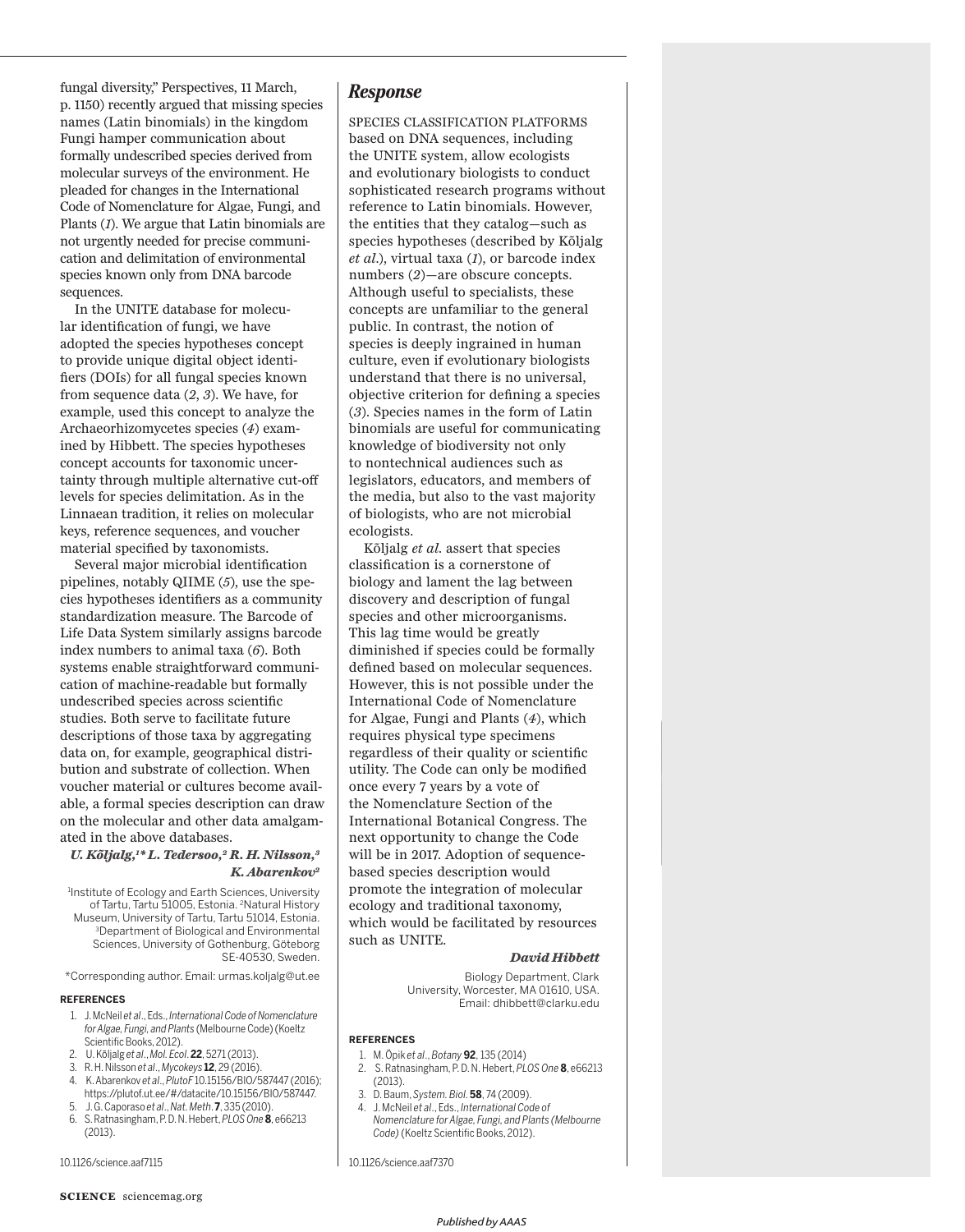fungal diversity," Perspectives, 11 March, p. 1150) recently argued that missing species names (Latin binomials) in the kingdom Fungi hamper communication about formally undescribed species derived from molecular surveys of the environment. He pleaded for changes in the International Code of Nomenclature for Algae, Fungi, and Plants (*1*). We argue that Latin binomials are not urgently needed for precise communication and delimitation of environmental species known only from DNA barcode sequences.

In the UNITE database for molecular identification of fungi, we have adopted the species hypotheses concept to provide unique digital object identifiers (DOIs) for all fungal species known from sequence data (*2*, *3*). We have, for example, used this concept to analyze the Archaeorhizomycetes species (*4*) examined by Hibbett. The species hypotheses concept accounts for taxonomic uncertainty through multiple alternative cut-off levels for species delimitation. As in the Linnaean tradition, it relies on molecular keys, reference sequences, and voucher material specified by taxonomists.

Several major microbial identification pipelines, notably QIIME (*5*), use the species hypotheses identifiers as a community standardization measure. The Barcode of Life Data System similarly assigns barcode index numbers to animal taxa (*6*). Both systems enable straightforward communication of machine-readable but formally undescribed species across scientific studies. Both serve to facilitate future descriptions of those taxa by aggregating data on, for example, geographical distribution and substrate of collection. When voucher material or cultures become available, a formal species description can draw on the molecular and other data amalgamated in the above databases.

***U. Kõljalg,[1]\* L. Tedersoo,[2] R. H. Nilsson,[3] K. Abarenkov[2]***

[1]Institute of Ecology and Earth Sciences, University of Tartu, Tartu 51005, Estonia. [2]Natural History Museum, University of Tartu, Tartu 51014, Estonia. [3]Department of Biological and Environmental Sciences, University of Gothenburg, Göteborg SE-40530, Sweden.

*Corresponding author. Email: urmas.koljalg@ut.ee

**REFERENCES**

1. J. McNeil *et al.*, Eds., *International Code of Nomenclature for Algae, Fungi, and Plants* (Melbourne Code) (Koeltz Scientific Books, 2012).
2. U. Kõljalg *et al.*, *Mol. Ecol.* **22**, 5271 (2013).
3. R. H. Nilsson *et al.*, *Mycokeys* **12**, 29 (2016).
4. K. Abarenkov *et al.*, *PlutoF* 10.15156/BIO/587447 (2016); https://plutof.ut.ee/#/datacite/10.15156/BIO/587447.
5. J. G. Caporaso *et al.*, *Nat. Meth.* **7**, 335 (2010).
6. S. Ratnasingham, P. D. N. Hebert, *PLOS One* **8**, e66213 (2013).

10.1126/science.aaf7115

## *Response*

SPECIES CLASSIFICATION PLATFORMS based on DNA sequences, including the UNITE system, allow ecologists and evolutionary biologists to conduct sophisticated research programs without reference to Latin binomials. However, the entities that they catalog—such as species hypotheses (described by Kõljalg *et al.*), virtual taxa (*1*), or barcode index numbers (*2*)—are obscure concepts. Although useful to specialists, these concepts are unfamiliar to the general public. In contrast, the notion of species is deeply ingrained in human culture, even if evolutionary biologists understand that there is no universal, objective criterion for defining a species (*3*). Species names in the form of Latin binomials are useful for communicating knowledge of biodiversity not only to nontechnical audiences such as legislators, educators, and members of the media, but also to the vast majority of biologists, who are not microbial ecologists.

Kõljalg *et al.* assert that species classification is a cornerstone of biology and lament the lag between discovery and description of fungal species and other microorganisms. This lag time would be greatly diminished if species could be formally defined based on molecular sequences. However, this is not possible under the International Code of Nomenclature for Algae, Fungi and Plants (*4*), which requires physical type specimens regardless of their quality or scientific utility. The Code can only be modified once every 7 years by a vote of the Nomenclature Section of the International Botanical Congress. The next opportunity to change the Code will be in 2017. Adoption of sequence-based species description would promote the integration of molecular ecology and traditional taxonomy, which would be facilitated by resources such as UNITE.

***David Hibbett***

Biology Department, Clark University, Worcester, MA 01610, USA. Email: dhibbett@clarku.edu

**REFERENCES**

1. M. Öpik *et al.*, *Botany* **92**, 135 (2014)
2. S. Ratnasingham, P. D. N. Hebert, *PLOS One* **8**, e66213 (2013).
3. D. Baum, *System. Biol.* **58**, 74 (2009).
4. J. McNeil *et al.*, Eds., *International Code of Nomenclature for Algae, Fungi, and Plants (Melbourne Code)* (Koeltz Scientific Books, 2012).

10.1126/science.aaf7370